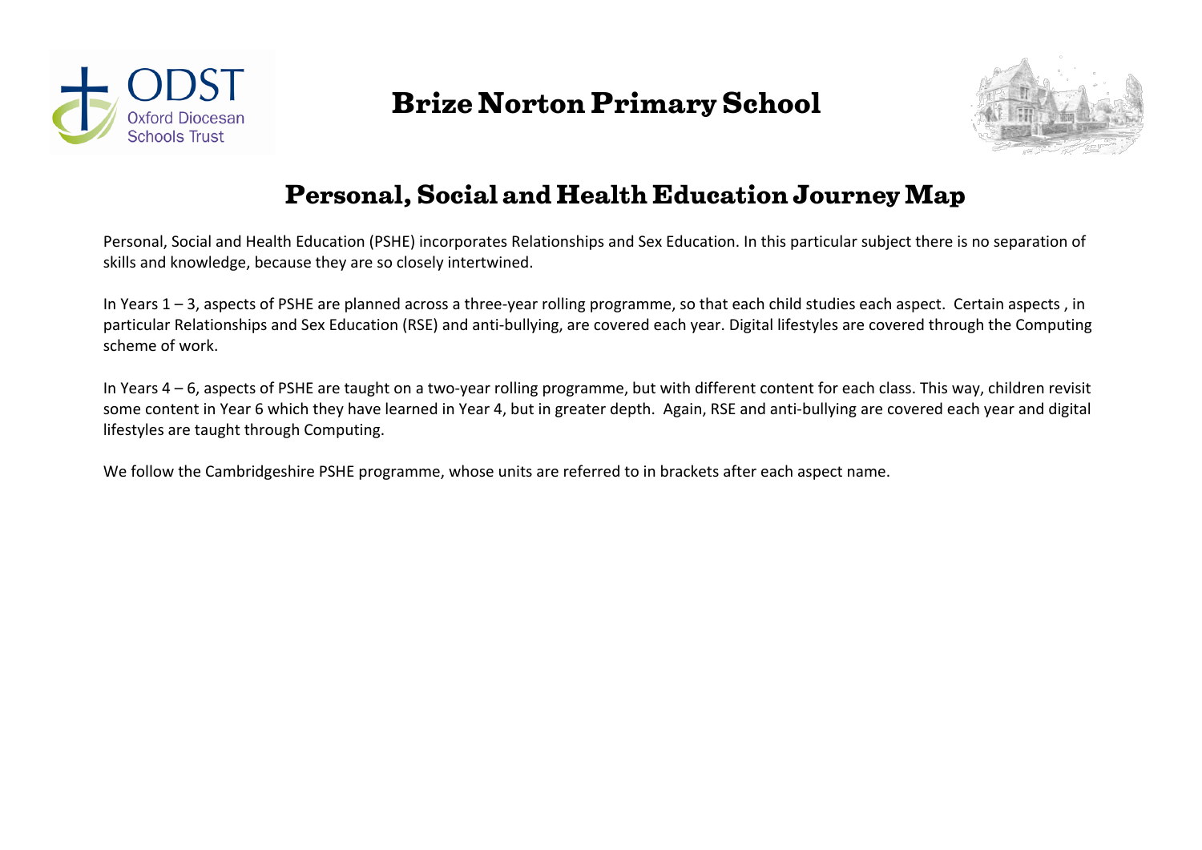# Brize Norton Primary School

## Personal, Social and Health Education Journey Map

Personal, Social and Health Education (PSHE) incorporates Relationships and Sex Education. In this particular subject there is no separation of skills and knowledge, because they are so closely intertwined.

In Years 1 – 3, aspects of PSHE are planned across a three-year rolling programme, so that each child studies each aspect. Certain aspects , in particular Relationships and Sex Education (RSE) and anti-bullying, are covered each year. Digital lifestyles are covered through the Computing scheme of work.

In Years 4 – 6, aspects of PSHE are taught on a two-year rolling programme, but with different content for each class. This way, children revisit some content in Year 6 which they have learned in Year 4, but in greater depth. Again, RSE and anti-bullying are covered each year and digital lifestyles are taught through Computing.

We follow the Cambridgeshire PSHE programme, whose units are referred to in brackets after each aspect name.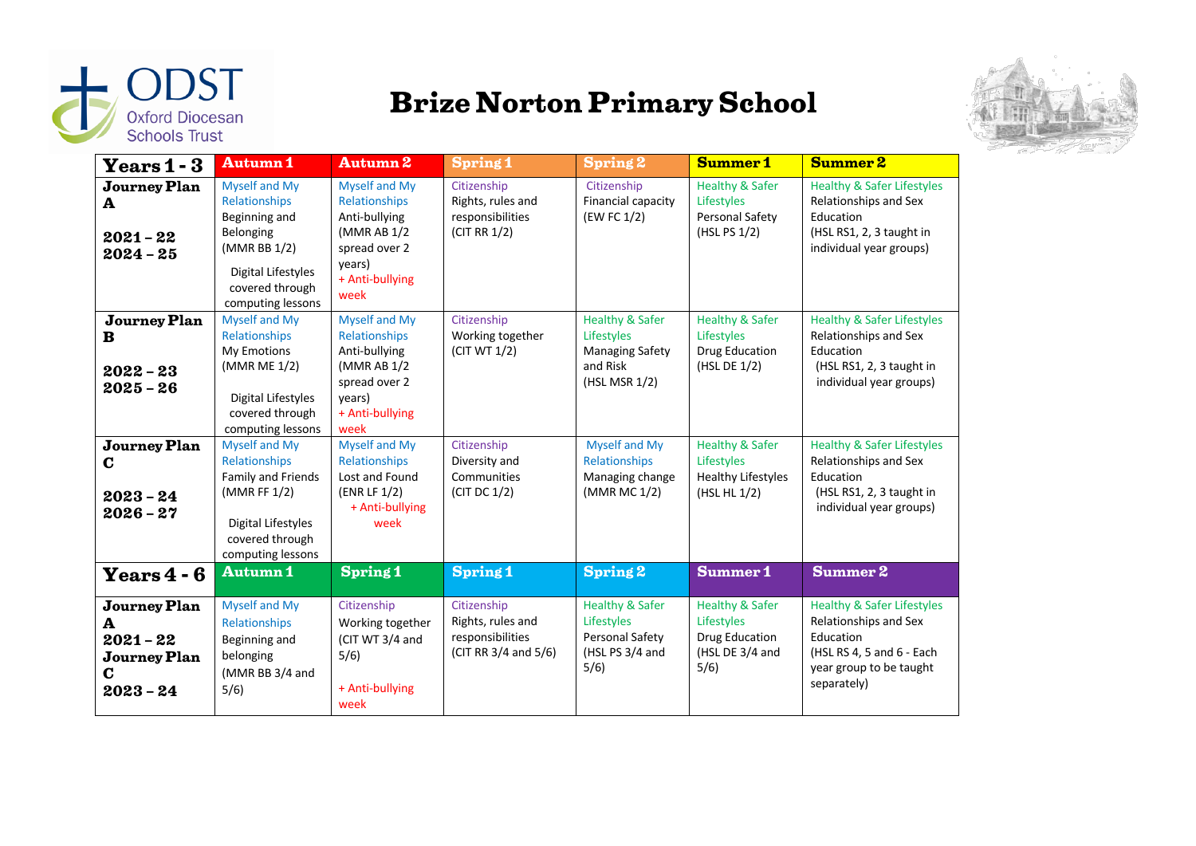ODST Oxford Diocesan Schools Trust

# Brize Norton Primary School

| Years 1 - 3 | Autumn 1 | Autumn 2 | Spring 1 | Spring 2 | Summer 1 | Summer 2 |
|---|---|---|---|---|---|---|
| **Journey Plan A**<br>**2021 – 22**<br>**2024 – 25** | Myself and My Relationships<br>Beginning and Belonging<br>(MMR BB 1/2)<br>Digital Lifestyles covered through computing lessons | Myself and My Relationships<br>Anti-bullying<br>(MMR AB 1/2 spread over 2 years)<br>+ Anti-bullying week | Citizenship<br>Rights, rules and responsibilities<br>(CIT RR 1/2) | Citizenship<br>Financial capacity<br>(EW FC 1/2) | Healthy & Safer Lifestyles<br>Personal Safety<br>(HSL PS 1/2) | Healthy & Safer Lifestyles<br>Relationships and Sex Education<br>(HSL RS1, 2, 3 taught in individual year groups) |
| **Journey Plan B**<br>**2022 – 23**<br>**2025 – 26** | Myself and My Relationships<br>My Emotions<br>(MMR ME 1/2)<br>Digital Lifestyles covered through computing lessons | Myself and My Relationships<br>Anti-bullying<br>(MMR AB 1/2 spread over 2 years)<br>+ Anti-bullying week | Citizenship<br>Working together<br>(CIT WT 1/2) | Healthy & Safer Lifestyles<br>Managing Safety and Risk<br>(HSL MSR 1/2) | Healthy & Safer Lifestyles<br>Drug Education<br>(HSL DE 1/2) | Healthy & Safer Lifestyles<br>Relationships and Sex Education<br>(HSL RS1, 2, 3 taught in individual year groups) |
| **Journey Plan C**<br>**2023 – 24**<br>**2026 – 27** | Myself and My Relationships<br>Family and Friends<br>(MMR FF 1/2)<br>Digital Lifestyles covered through computing lessons | Myself and My Relationships<br>Lost and Found<br>(ENR LF 1/2)<br>+ Anti-bullying week | Citizenship<br>Diversity and Communities<br>(CIT DC 1/2) | Myself and My Relationships<br>Managing change<br>(MMR MC 1/2) | Healthy & Safer Lifestyles<br>Healthy Lifestyles<br>(HSL HL 1/2) | Healthy & Safer Lifestyles<br>Relationships and Sex Education<br>(HSL RS1, 2, 3 taught in individual year groups) |
| **Years 4 - 6** | **Autumn 1** | **Spring 1** | **Spring 1** | **Spring 2** | **Summer 1** | **Summer 2** |
| **Journey Plan A**<br>**2021 – 22**<br>**Journey Plan C**<br>**2023 – 24** | Myself and My Relationships<br>Beginning and belonging<br>(MMR BB 3/4 and 5/6) | Citizenship<br>Working together<br>(CIT WT 3/4 and 5/6)<br>+ Anti-bullying week | Citizenship<br>Rights, rules and responsibilities<br>(CIT RR 3/4 and 5/6) | Healthy & Safer Lifestyles<br>Personal Safety<br>(HSL PS 3/4 and 5/6) | Healthy & Safer Lifestyles<br>Drug Education<br>(HSL DE 3/4 and 5/6) | Healthy & Safer Lifestyles<br>Relationships and Sex Education<br>(HSL RS 4, 5 and 6 - Each year group to be taught separately) |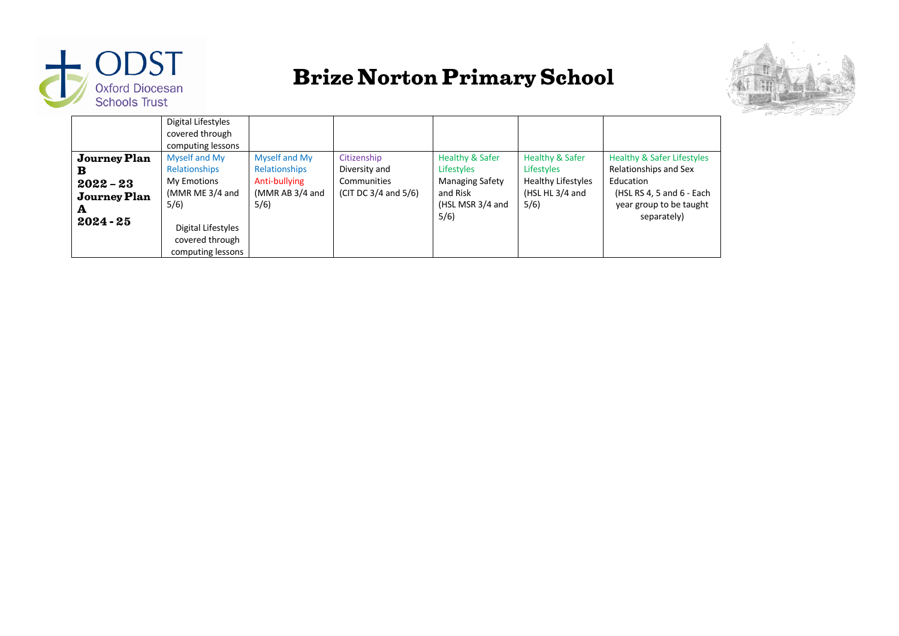# Brize Norton Primary School

| | | | | | | |
|---|---|---|---|---|---|---|
| | Digital Lifestyles covered through computing lessons | | | | | |
| **Journey Plan B 2022 – 23 Journey Plan A 2024 - 25** | Myself and My Relationships My Emotions (MMR ME 3/4 and 5/6) Digital Lifestyles covered through computing lessons | Myself and My Relationships Anti-bullying (MMR AB 3/4 and 5/6) | Citizenship Diversity and Communities (CIT DC 3/4 and 5/6) | Healthy & Safer Lifestyles Managing Safety and Risk (HSL MSR 3/4 and 5/6) | Healthy & Safer Lifestyles Healthy Lifestyles (HSL HL 3/4 and 5/6) | Healthy & Safer Lifestyles Relationships and Sex Education (HSL RS 4, 5 and 6 - Each year group to be taught separately) |